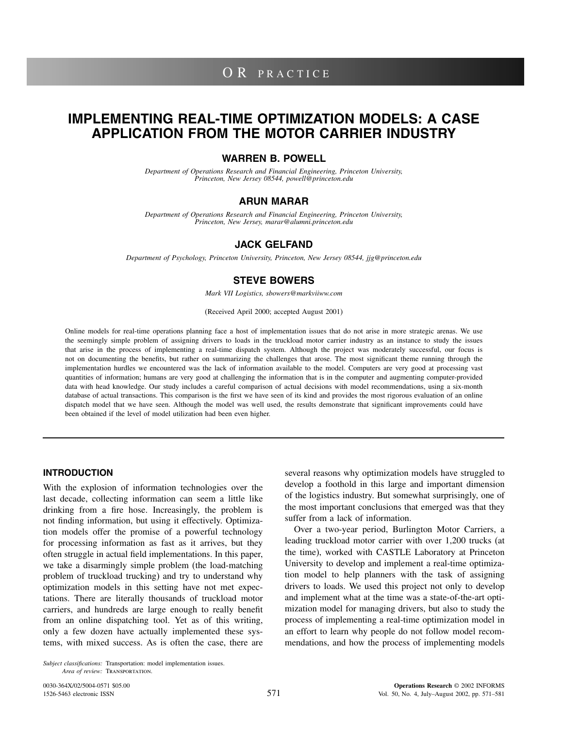OR PRACTICE

# IMPLEMENTING REAL-TIME OPTIMIZATION MODELS: A CASE APPLICATION FROM THE MOTOR CARRIER INDUSTRY

**WARREN B. POWELL**

*Department of Operations Research and Financial Engineering, Princeton University, Princeton, New Jersey 08544, powell@princeton.edu*

**ARUN MARAR**

*Department of Operations Research and Financial Engineering, Princeton University, Princeton, New Jersey, marar@alumni.princeton.edu*

**JACK GELFAND**

*Department of Psychology, Princeton University, Princeton, New Jersey 08544, jjg@princeton.edu*

**STEVE BOWERS**

*Mark VII Logistics, sbowers@markviiww.com*

(Received April 2000; accepted August 2001)

Online models for real-time operations planning face a host of implementation issues that do not arise in more strategic arenas. We use the seemingly simple problem of assigning drivers to loads in the truckload motor carrier industry as an instance to study the issues that arise in the process of implementing a real-time dispatch system. Although the project was moderately successful, our focus is not on documenting the benefits, but rather on summarizing the challenges that arose. The most significant theme running through the implementation hurdles we encountered was the lack of information available to the model. Computers are very good at processing vast quantities of information; humans are very good at challenging the information that is in the computer and augmenting computer-provided data with head knowledge. Our study includes a careful comparison of actual decisions with model recommendations, using a six-month database of actual transactions. This comparison is the first we have seen of its kind and provides the most rigorous evaluation of an online dispatch model that we have seen. Although the model was well used, the results demonstrate that significant improvements could have been obtained if the level of model utilization had been even higher.

## INTRODUCTION

With the explosion of information technologies over the last decade, collecting information can seem a little like drinking from a fire hose. Increasingly, the problem is not finding information, but using it effectively. Optimization models offer the promise of a powerful technology for processing information as fast as it arrives, but they often struggle in actual field implementations. In this paper, we take a disarmingly simple problem (the load-matching problem of truckload trucking) and try to understand why optimization models in this setting have not met expectations. There are literally thousands of truckload motor carriers, and hundreds are large enough to really benefit from an online dispatching tool. Yet as of this writing, only a few dozen have actually implemented these systems, with mixed success. As is often the case, there are several reasons why optimization models have struggled to develop a foothold in this large and important dimension of the logistics industry. But somewhat surprisingly, one of the most important conclusions that emerged was that they suffer from a lack of information.

Over a two-year period, Burlington Motor Carriers, a leading truckload motor carrier with over 1,200 trucks (at the time), worked with CASTLE Laboratory at Princeton University to develop and implement a real-time optimization model to help planners with the task of assigning drivers to loads. We used this project not only to develop and implement what at the time was a state-of-the-art optimization model for managing drivers, but also to study the process of implementing a real-time optimization model in an effort to learn why people do not follow model recommendations, and how the process of implementing models

*Subject classifications:* Transportation: model implementation issues.
*Area of review:* TRANSPORTATION.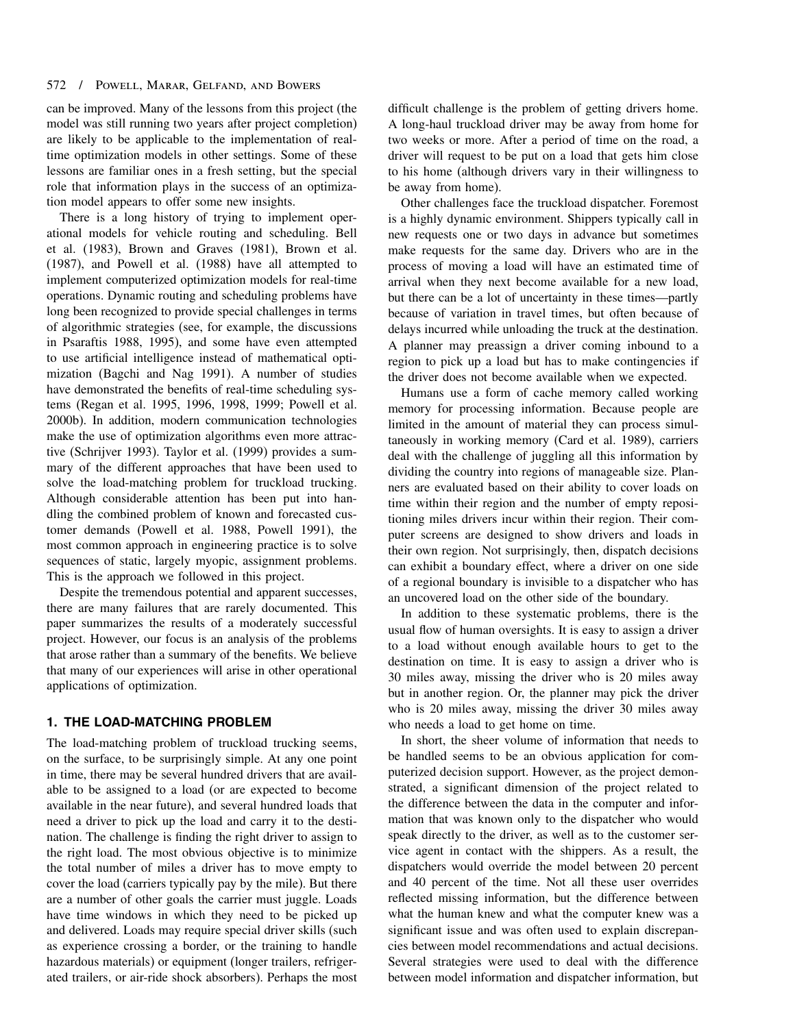can be improved. Many of the lessons from this project (the model was still running two years after project completion) are likely to be applicable to the implementation of real-time optimization models in other settings. Some of these lessons are familiar ones in a fresh setting, but the special role that information plays in the success of an optimization model appears to offer some new insights.

There is a long history of trying to implement operational models for vehicle routing and scheduling. Bell et al. (1983), Brown and Graves (1981), Brown et al. (1987), and Powell et al. (1988) have all attempted to implement computerized optimization models for real-time operations. Dynamic routing and scheduling problems have long been recognized to provide special challenges in terms of algorithmic strategies (see, for example, the discussions in Psaraftis 1988, 1995), and some have even attempted to use artificial intelligence instead of mathematical optimization (Bagchi and Nag 1991). A number of studies have demonstrated the benefits of real-time scheduling systems (Regan et al. 1995, 1996, 1998, 1999; Powell et al. 2000b). In addition, modern communication technologies make the use of optimization algorithms even more attractive (Schrijver 1993). Taylor et al. (1999) provides a summary of the different approaches that have been used to solve the load-matching problem for truckload trucking. Although considerable attention has been put into handling the combined problem of known and forecasted customer demands (Powell et al. 1988, Powell 1991), the most common approach in engineering practice is to solve sequences of static, largely myopic, assignment problems. This is the approach we followed in this project.

Despite the tremendous potential and apparent successes, there are many failures that are rarely documented. This paper summarizes the results of a moderately successful project. However, our focus is an analysis of the problems that arose rather than a summary of the benefits. We believe that many of our experiences will arise in other operational applications of optimization.

## 1. THE LOAD-MATCHING PROBLEM

The load-matching problem of truckload trucking seems, on the surface, to be surprisingly simple. At any one point in time, there may be several hundred drivers that are available to be assigned to a load (or are expected to become available in the near future), and several hundred loads that need a driver to pick up the load and carry it to the destination. The challenge is finding the right driver to assign to the right load. The most obvious objective is to minimize the total number of miles a driver has to move empty to cover the load (carriers typically pay by the mile). But there are a number of other goals the carrier must juggle. Loads have time windows in which they need to be picked up and delivered. Loads may require special driver skills (such as experience crossing a border, or the training to handle hazardous materials) or equipment (longer trailers, refrigerated trailers, or air-ride shock absorbers). Perhaps the most difficult challenge is the problem of getting drivers home. A long-haul truckload driver may be away from home for two weeks or more. After a period of time on the road, a driver will request to be put on a load that gets him close to his home (although drivers vary in their willingness to be away from home).

Other challenges face the truckload dispatcher. Foremost is a highly dynamic environment. Shippers typically call in new requests one or two days in advance but sometimes make requests for the same day. Drivers who are in the process of moving a load will have an estimated time of arrival when they next become available for a new load, but there can be a lot of uncertainty in these times—partly because of variation in travel times, but often because of delays incurred while unloading the truck at the destination. A planner may preassign a driver coming inbound to a region to pick up a load but has to make contingencies if the driver does not become available when we expected.

Humans use a form of cache memory called working memory for processing information. Because people are limited in the amount of material they can process simultaneously in working memory (Card et al. 1989), carriers deal with the challenge of juggling all this information by dividing the country into regions of manageable size. Planners are evaluated based on their ability to cover loads on time within their region and the number of empty repositioning miles drivers incur within their region. Their computer screens are designed to show drivers and loads in their own region. Not surprisingly, then, dispatch decisions can exhibit a boundary effect, where a driver on one side of a regional boundary is invisible to a dispatcher who has an uncovered load on the other side of the boundary.

In addition to these systematic problems, there is the usual flow of human oversights. It is easy to assign a driver to a load without enough available hours to get to the destination on time. It is easy to assign a driver who is 30 miles away, missing the driver who is 20 miles away but in another region. Or, the planner may pick the driver who is 20 miles away, missing the driver 30 miles away who needs a load to get home on time.

In short, the sheer volume of information that needs to be handled seems to be an obvious application for computerized decision support. However, as the project demonstrated, a significant dimension of the project related to the difference between the data in the computer and information that was known only to the dispatcher who would speak directly to the driver, as well as to the customer service agent in contact with the shippers. As a result, the dispatchers would override the model between 20 percent and 40 percent of the time. Not all these user overrides reflected missing information, but the difference between what the human knew and what the computer knew was a significant issue and was often used to explain discrepancies between model recommendations and actual decisions. Several strategies were used to deal with the difference between model information and dispatcher information, but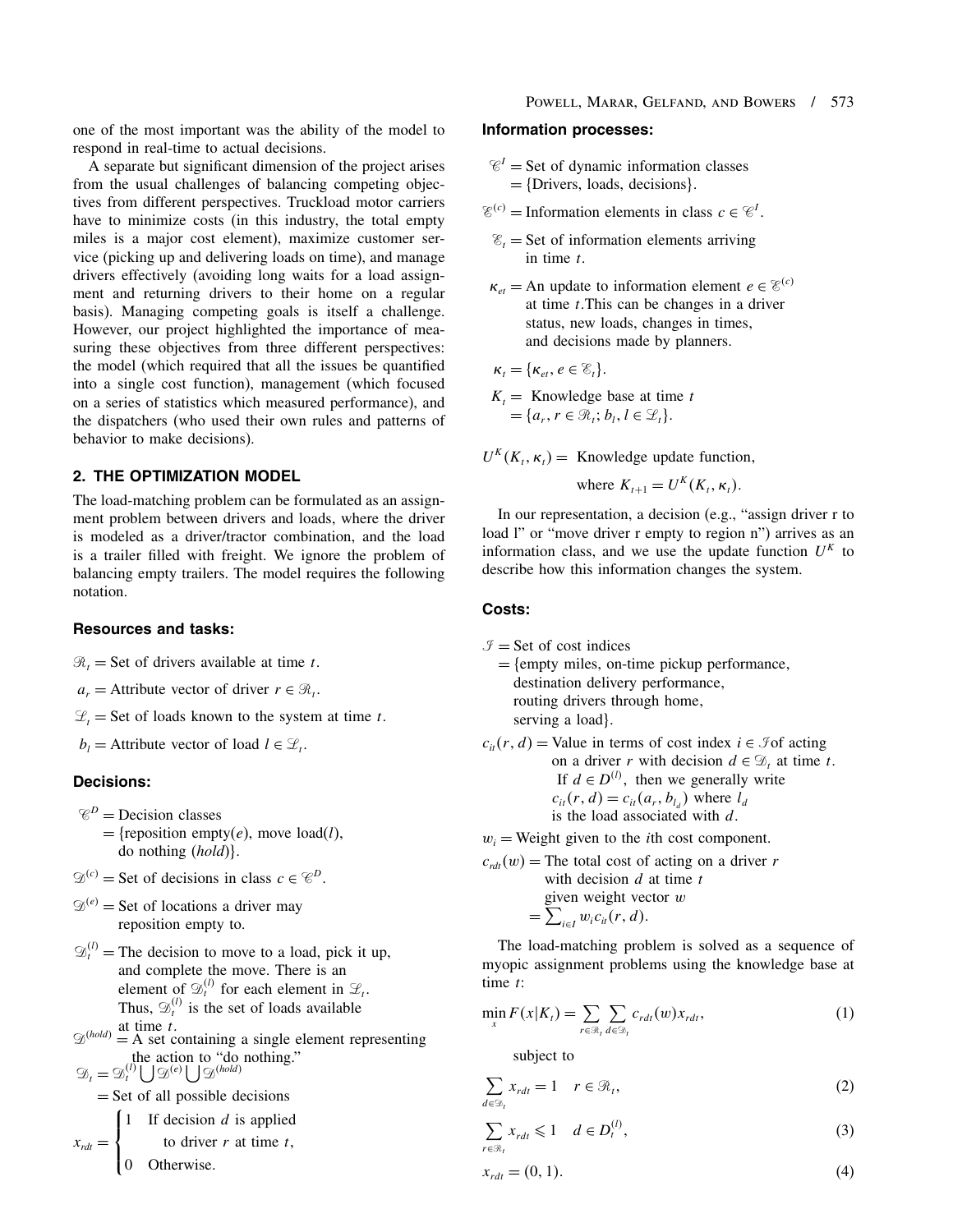one of the most important was the ability of the model to respond in real-time to actual decisions.

A separate but significant dimension of the project arises from the usual challenges of balancing competing objectives from different perspectives. Truckload motor carriers have to minimize costs (in this industry, the total empty miles is a major cost element), maximize customer service (picking up and delivering loads on time), and manage drivers effectively (avoiding long waits for a load assignment and returning drivers to their home on a regular basis). Managing competing goals is itself a challenge. However, our project highlighted the importance of measuring these objectives from three different perspectives: the model (which required that all the issues be quantified into a single cost function), management (which focused on a series of statistics which measured performance), and the dispatchers (who used their own rules and patterns of behavior to make decisions).

## 2. THE OPTIMIZATION MODEL

The load-matching problem can be formulated as an assignment problem between drivers and loads, where the driver is modeled as a driver/tractor combination, and the load is a trailer filled with freight. We ignore the problem of balancing empty trailers. The model requires the following notation.

### Resources and tasks:

$\mathcal{R}_t$ = Set of drivers available at time $t$.

$a_r$ = Attribute vector of driver $r \in \mathcal{R}_t$.

$\mathcal{L}_t$ = Set of loads known to the system at time $t$.

$b_l$ = Attribute vector of load $l \in \mathcal{L}_t$.

### Decisions:

$\mathcal{C}^D$ = Decision classes = {reposition empty($e$), move load($l$), do nothing ($hold$)}.

$\mathcal{D}^{(c)}$ = Set of decisions in class $c \in \mathcal{C}^D$.

$\mathcal{D}^{(e)}$ = Set of locations a driver may reposition empty to.

$\mathcal{D}_t^{(l)}$ = The decision to move to a load, pick it up, and complete the move. There is an element of $\mathcal{D}_t^{(l)}$ for each element in $\mathcal{L}_t$. Thus, $\mathcal{D}_t^{(l)}$ is the set of loads available at time $t$.

$\mathcal{D}^{(hold)}$ = A set containing a single element representing the action to "do nothing."

$\mathcal{D}_t = \mathcal{D}_t^{(l)} \bigcup \mathcal{D}^{(e)} \bigcup \mathcal{D}^{(hold)}$ = Set of all possible decisions

$$x_{rdt} = \begin{cases} 1 & \text{If decision } d \text{ is applied to driver } r \text{ at time } t, \\ 0 & \text{Otherwise.} \end{cases}$$

### Information processes:

$\mathcal{C}^I$ = Set of dynamic information classes = {Drivers, loads, decisions}.

$\mathcal{E}^{(c)}$ = Information elements in class $c \in \mathcal{C}^I$.

$\mathcal{E}_t$ = Set of information elements arriving in time $t$.

$\kappa_{et}$ = An update to information element $e \in \mathcal{E}^{(c)}$ at time $t$.This can be changes in a driver status, new loads, changes in times, and decisions made by planners.

$\kappa_t = \{\kappa_{et}, e \in \mathcal{E}_t\}$.

$K_t$ = Knowledge base at time $t$ = $\{a_r, r \in \mathcal{R}_t; b_l, l \in \mathcal{L}_t\}$.

$U^K(K_t, \kappa_t)$ = Knowledge update function, where $K_{t+1} = U^K(K_t, \kappa_t)$.

In our representation, a decision (e.g., "assign driver r to load l" or "move driver r empty to region n") arrives as an information class, and we use the update function $U^K$ to describe how this information changes the system.

### Costs:

$\mathcal{I}$ = Set of cost indices = {empty miles, on-time pickup performance, destination delivery performance, routing drivers through home, serving a load}.

$c_{it}(r, d)$ = Value in terms of cost index $i \in \mathcal{I}$ of acting on a driver $r$ with decision $d \in \mathcal{D}_t$ at time $t$. If $d \in D^{(l)}$, then we generally write $c_{it}(r, d) = c_{it}(a_r, b_{l_d})$ where $l_d$ is the load associated with $d$.

$w_i$ = Weight given to the $i$th cost component.

$c_{rdt}(w)$ = The total cost of acting on a driver $r$ with decision $d$ at time $t$ given weight vector $w$ = $\sum_{i \in I} w_i c_{it}(r, d)$.

The load-matching problem is solved as a sequence of myopic assignment problems using the knowledge base at time $t$:

$$\min_x F(x|K_t) = \sum_{r \in \mathcal{R}_t} \sum_{d \in \mathcal{D}_t} c_{rdt}(w) x_{rdt}, \tag{1}$$

subject to

$$\sum_{d \in \mathcal{D}_t} x_{rdt} = 1 \quad r \in \mathcal{R}_t, \tag{2}$$

$$\sum_{r \in \mathcal{R}_t} x_{rdt} \leqslant 1 \quad d \in D_t^{(l)}, \tag{3}$$

$$x_{rdt} = (0, 1). \tag{4}$$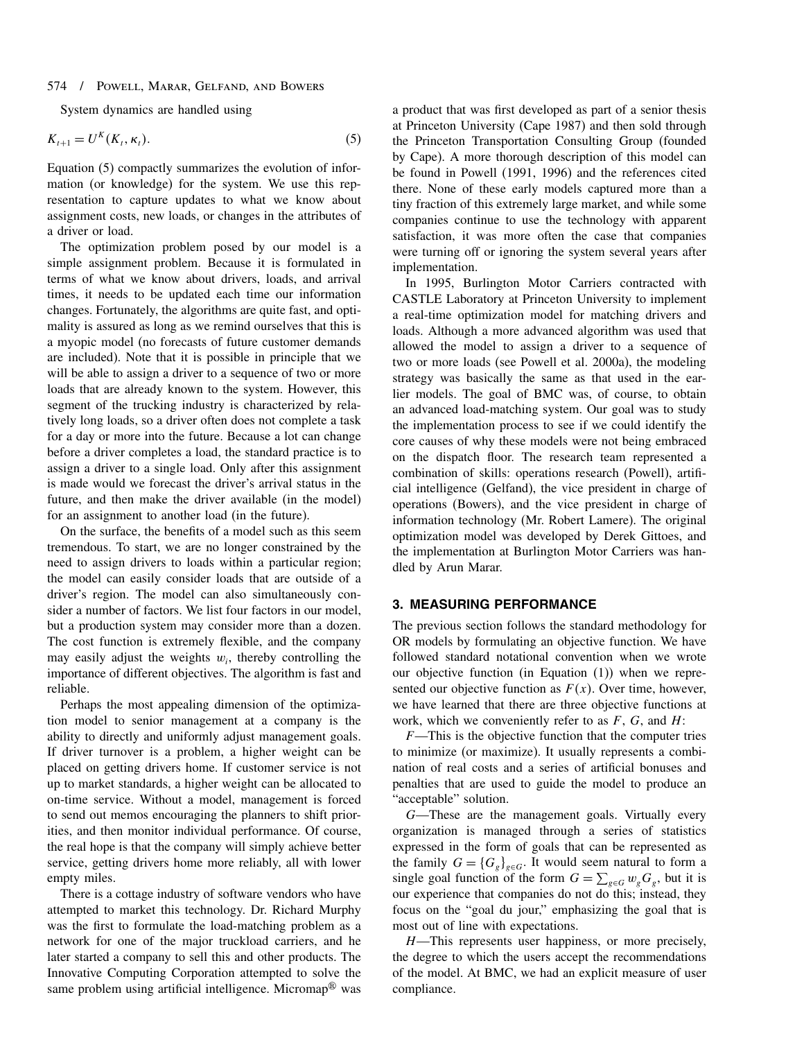System dynamics are handled using

$$K_{t+1} = U^K(K_t, \kappa_t). \tag{5}$$

Equation (5) compactly summarizes the evolution of information (or knowledge) for the system. We use this representation to capture updates to what we know about assignment costs, new loads, or changes in the attributes of a driver or load.

The optimization problem posed by our model is a simple assignment problem. Because it is formulated in terms of what we know about drivers, loads, and arrival times, it needs to be updated each time our information changes. Fortunately, the algorithms are quite fast, and optimality is assured as long as we remind ourselves that this is a myopic model (no forecasts of future customer demands are included). Note that it is possible in principle that we will be able to assign a driver to a sequence of two or more loads that are already known to the system. However, this segment of the trucking industry is characterized by relatively long loads, so a driver often does not complete a task for a day or more into the future. Because a lot can change before a driver completes a load, the standard practice is to assign a driver to a single load. Only after this assignment is made would we forecast the driver's arrival status in the future, and then make the driver available (in the model) for an assignment to another load (in the future).

On the surface, the benefits of a model such as this seem tremendous. To start, we are no longer constrained by the need to assign drivers to loads within a particular region; the model can easily consider loads that are outside of a driver's region. The model can also simultaneously consider a number of factors. We list four factors in our model, but a production system may consider more than a dozen. The cost function is extremely flexible, and the company may easily adjust the weights $w_i$, thereby controlling the importance of different objectives. The algorithm is fast and reliable.

Perhaps the most appealing dimension of the optimization model to senior management at a company is the ability to directly and uniformly adjust management goals. If driver turnover is a problem, a higher weight can be placed on getting drivers home. If customer service is not up to market standards, a higher weight can be allocated to on-time service. Without a model, management is forced to send out memos encouraging the planners to shift priorities, and then monitor individual performance. Of course, the real hope is that the company will simply achieve better service, getting drivers home more reliably, all with lower empty miles.

There is a cottage industry of software vendors who have attempted to market this technology. Dr. Richard Murphy was the first to formulate the load-matching problem as a network for one of the major truckload carriers, and he later started a company to sell this and other products. The Innovative Computing Corporation attempted to solve the same problem using artificial intelligence. Micromap® was a product that was first developed as part of a senior thesis at Princeton University (Cape 1987) and then sold through the Princeton Transportation Consulting Group (founded by Cape). A more thorough description of this model can be found in Powell (1991, 1996) and the references cited there. None of these early models captured more than a tiny fraction of this extremely large market, and while some companies continue to use the technology with apparent satisfaction, it was more often the case that companies were turning off or ignoring the system several years after implementation.

In 1995, Burlington Motor Carriers contracted with CASTLE Laboratory at Princeton University to implement a real-time optimization model for matching drivers and loads. Although a more advanced algorithm was used that allowed the model to assign a driver to a sequence of two or more loads (see Powell et al. 2000a), the modeling strategy was basically the same as that used in the earlier models. The goal of BMC was, of course, to obtain an advanced load-matching system. Our goal was to study the implementation process to see if we could identify the core causes of why these models were not being embraced on the dispatch floor. The research team represented a combination of skills: operations research (Powell), artificial intelligence (Gelfand), the vice president in charge of operations (Bowers), and the vice president in charge of information technology (Mr. Robert Lamere). The original optimization model was developed by Derek Gittoes, and the implementation at Burlington Motor Carriers was handled by Arun Marar.

## 3. MEASURING PERFORMANCE

The previous section follows the standard methodology for OR models by formulating an objective function. We have followed standard notational convention when we wrote our objective function (in Equation (1)) when we represented our objective function as $F(x)$. Over time, however, we have learned that there are three objective functions at work, which we conveniently refer to as $F$, $G$, and $H$:

$F$—This is the objective function that the computer tries to minimize (or maximize). It usually represents a combination of real costs and a series of artificial bonuses and penalties that are used to guide the model to produce an "acceptable" solution.

$G$—These are the management goals. Virtually every organization is managed through a series of statistics expressed in the form of goals that can be represented as the family $G = \{G_g\}_{g \in G}$. It would seem natural to form a single goal function of the form $G = \sum_{g \in G} w_g G_g$, but it is our experience that companies do not do this; instead, they focus on the "goal du jour," emphasizing the goal that is most out of line with expectations.

$H$—This represents user happiness, or more precisely, the degree to which the users accept the recommendations of the model. At BMC, we had an explicit measure of user compliance.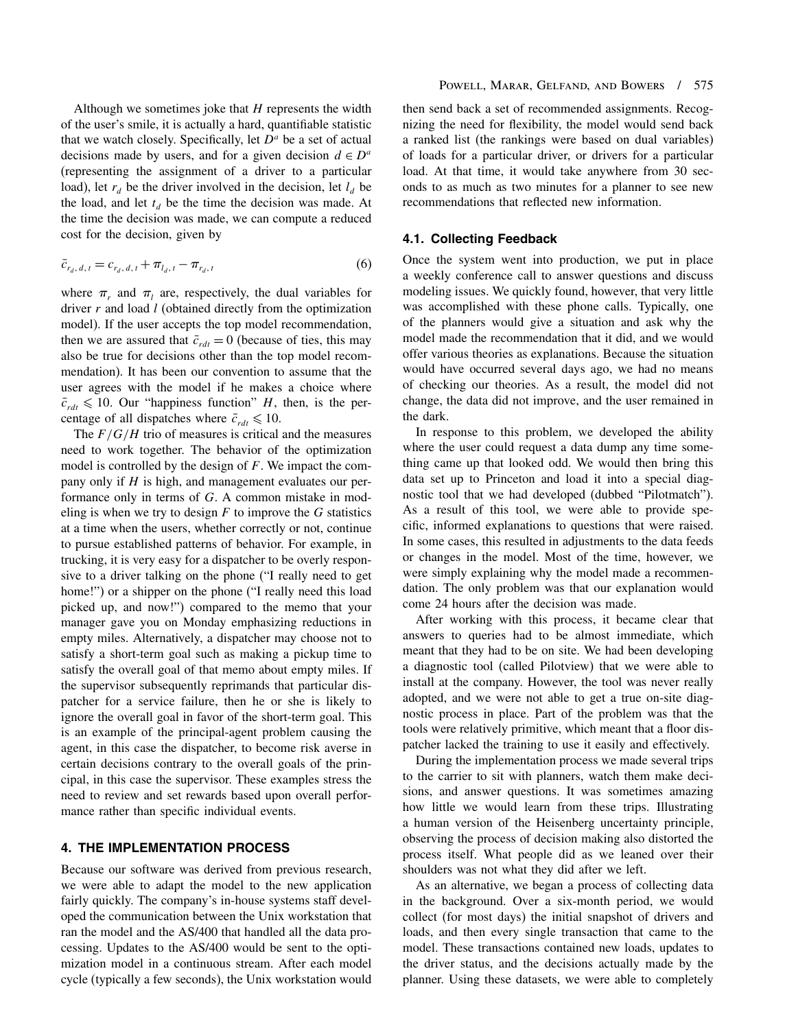Although we sometimes joke that $H$ represents the width of the user's smile, it is actually a hard, quantifiable statistic that we watch closely. Specifically, let $D^a$ be a set of actual decisions made by users, and for a given decision $d \in D^a$ (representing the assignment of a driver to a particular load), let $r_d$ be the driver involved in the decision, let $l_d$ be the load, and let $t_d$ be the time the decision was made. At the time the decision was made, we can compute a reduced cost for the decision, given by

$$\bar{c}_{r_d, d, t} = c_{r_d, d, t} + \pi_{l_d, t} - \pi_{r_d, t} \tag{6}$$

where $\pi_r$ and $\pi_l$ are, respectively, the dual variables for driver $r$ and load $l$ (obtained directly from the optimization model). If the user accepts the top model recommendation, then we are assured that $\bar{c}_{rdt} = 0$ (because of ties, this may also be true for decisions other than the top model recommendation). It has been our convention to assume that the user agrees with the model if he makes a choice where $\bar{c}_{rdt} \leqslant 10$. Our "happiness function" $H$, then, is the percentage of all dispatches where $\bar{c}_{rdt} \leqslant 10$.

The $F/G/H$ trio of measures is critical and the measures need to work together. The behavior of the optimization model is controlled by the design of $F$. We impact the company only if $H$ is high, and management evaluates our performance only in terms of $G$. A common mistake in modeling is when we try to design $F$ to improve the $G$ statistics at a time when the users, whether correctly or not, continue to pursue established patterns of behavior. For example, in trucking, it is very easy for a dispatcher to be overly responsive to a driver talking on the phone ("I really need to get home!") or a shipper on the phone ("I really need this load picked up, and now!") compared to the memo that your manager gave you on Monday emphasizing reductions in empty miles. Alternatively, a dispatcher may choose not to satisfy a short-term goal such as making a pickup time to satisfy the overall goal of that memo about empty miles. If the supervisor subsequently reprimands that particular dispatcher for a service failure, then he or she is likely to ignore the overall goal in favor of the short-term goal. This is an example of the principal-agent problem causing the agent, in this case the dispatcher, to become risk averse in certain decisions contrary to the overall goals of the principal, in this case the supervisor. These examples stress the need to review and set rewards based upon overall performance rather than specific individual events.

## 4. THE IMPLEMENTATION PROCESS

Because our software was derived from previous research, we were able to adapt the model to the new application fairly quickly. The company's in-house systems staff developed the communication between the Unix workstation that ran the model and the AS/400 that handled all the data processing. Updates to the AS/400 would be sent to the optimization model in a continuous stream. After each model cycle (typically a few seconds), the Unix workstation would then send back a set of recommended assignments. Recognizing the need for flexibility, the model would send back a ranked list (the rankings were based on dual variables) of loads for a particular driver, or drivers for a particular load. At that time, it would take anywhere from 30 seconds to as much as two minutes for a planner to see new recommendations that reflected new information.

### 4.1. Collecting Feedback

Once the system went into production, we put in place a weekly conference call to answer questions and discuss modeling issues. We quickly found, however, that very little was accomplished with these phone calls. Typically, one of the planners would give a situation and ask why the model made the recommendation that it did, and we would offer various theories as explanations. Because the situation would have occurred several days ago, we had no means of checking our theories. As a result, the model did not change, the data did not improve, and the user remained in the dark.

In response to this problem, we developed the ability where the user could request a data dump any time something came up that looked odd. We would then bring this data set up to Princeton and load it into a special diagnostic tool that we had developed (dubbed "Pilotmatch"). As a result of this tool, we were able to provide specific, informed explanations to questions that were raised. In some cases, this resulted in adjustments to the data feeds or changes in the model. Most of the time, however, we were simply explaining why the model made a recommendation. The only problem was that our explanation would come 24 hours after the decision was made.

After working with this process, it became clear that answers to queries had to be almost immediate, which meant that they had to be on site. We had been developing a diagnostic tool (called Pilotview) that we were able to install at the company. However, the tool was never really adopted, and we were not able to get a true on-site diagnostic process in place. Part of the problem was that the tools were relatively primitive, which meant that a floor dispatcher lacked the training to use it easily and effectively.

During the implementation process we made several trips to the carrier to sit with planners, watch them make decisions, and answer questions. It was sometimes amazing how little we would learn from these trips. Illustrating a human version of the Heisenberg uncertainty principle, observing the process of decision making also distorted the process itself. What people did as we leaned over their shoulders was not what they did after we left.

As an alternative, we began a process of collecting data in the background. Over a six-month period, we would collect (for most days) the initial snapshot of drivers and loads, and then every single transaction that came to the model. These transactions contained new loads, updates to the driver status, and the decisions actually made by the planner. Using these datasets, we were able to completely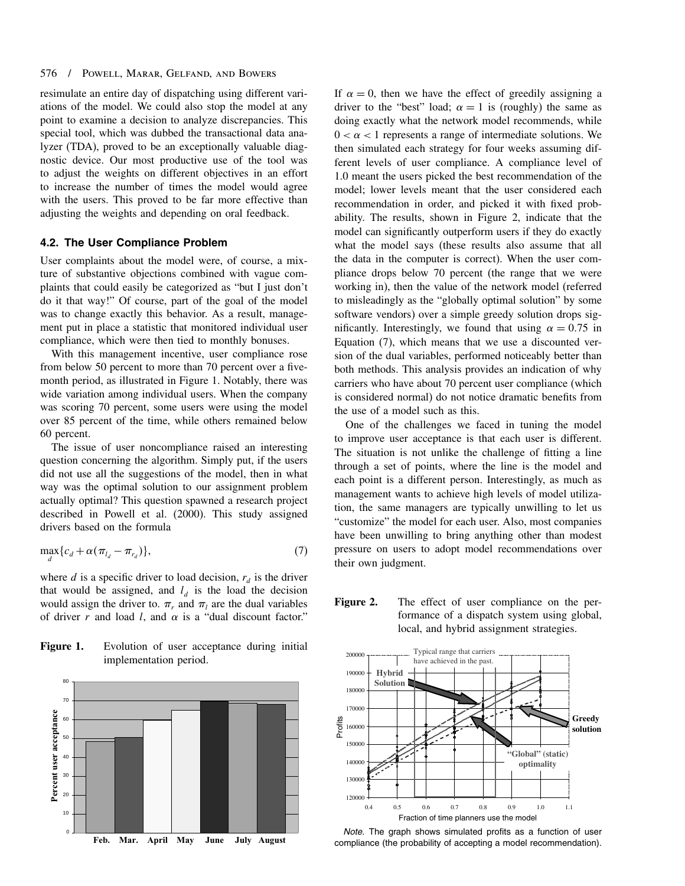resimulate an entire day of dispatching using different variations of the model. We could also stop the model at any point to examine a decision to analyze discrepancies. This special tool, which was dubbed the transactional data analyzer (TDA), proved to be an exceptionally valuable diagnostic device. Our most productive use of the tool was to adjust the weights on different objectives in an effort to increase the number of times the model would agree with the users. This proved to be far more effective than adjusting the weights and depending on oral feedback.

### 4.2. The User Compliance Problem

User complaints about the model were, of course, a mixture of substantive objections combined with vague complaints that could easily be categorized as "but I just don't do it that way!" Of course, part of the goal of the model was to change exactly this behavior. As a result, management put in place a statistic that monitored individual user compliance, which were then tied to monthly bonuses.

With this management incentive, user compliance rose from below 50 percent to more than 70 percent over a five-month period, as illustrated in Figure 1. Notably, there was wide variation among individual users. When the company was scoring 70 percent, some users were using the model over 85 percent of the time, while others remained below 60 percent.

The issue of user noncompliance raised an interesting question concerning the algorithm. Simply put, if the users did not use all the suggestions of the model, then in what way was the optimal solution to our assignment problem actually optimal? This question spawned a research project described in Powell et al. (2000). This study assigned drivers based on the formula

$$\max_{d}\{c_d + \alpha(\pi_{l_d} - \pi_{r_d})\}, \tag{7}$$

where $d$ is a specific driver to load decision, $r_d$ is the driver that would be assigned, and $l_d$ is the load the decision would assign the driver to. $\pi_r$ and $\pi_l$ are the dual variables of driver $r$ and load $l$, and $\alpha$ is a "dual discount factor."

**Figure 1.** Evolution of user acceptance during initial implementation period.

If $\alpha = 0$, then we have the effect of greedily assigning a driver to the "best" load; $\alpha = 1$ is (roughly) the same as doing exactly what the network model recommends, while $0 < \alpha < 1$ represents a range of intermediate solutions. We then simulated each strategy for four weeks assuming different levels of user compliance. A compliance level of 1.0 meant the users picked the best recommendation of the model; lower levels meant that the user considered each recommendation in order, and picked it with fixed probability. The results, shown in Figure 2, indicate that the model can significantly outperform users if they do exactly what the model says (these results also assume that all the data in the computer is correct). When the user compliance drops below 70 percent (the range that we were working in), then the value of the network model (referred to misleadingly as the "globally optimal solution" by some software vendors) over a simple greedy solution drops significantly. Interestingly, we found that using $\alpha = 0.75$ in Equation (7), which means that we use a discounted version of the dual variables, performed noticeably better than both methods. This analysis provides an indication of why carriers who have about 70 percent user compliance (which is considered normal) do not notice dramatic benefits from the use of a model such as this.

One of the challenges we faced in tuning the model to improve user acceptance is that each user is different. The situation is not unlike the challenge of fitting a line through a set of points, where the line is the model and each point is a different person. Interestingly, as much as management wants to achieve high levels of model utilization, the same managers are typically unwilling to let us "customize" the model for each user. Also, most companies have been unwilling to bring anything other than modest pressure on users to adopt model recommendations over their own judgment.

**Figure 2.** The effect of user compliance on the performance of a dispatch system using global, local, and hybrid assignment strategies.

*Note.* The graph shows simulated profits as a function of user compliance (the probability of accepting a model recommendation).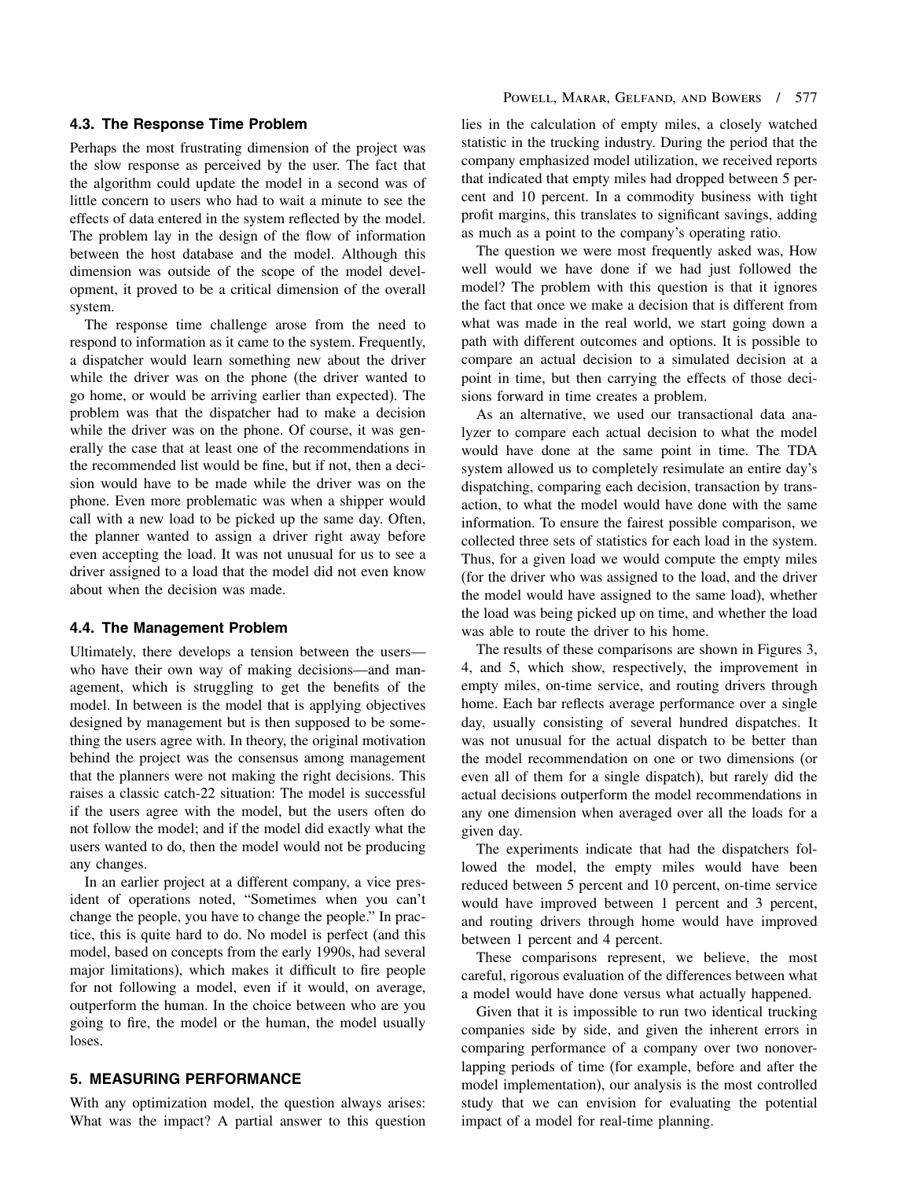### 4.3. The Response Time Problem

Perhaps the most frustrating dimension of the project was the slow response as perceived by the user. The fact that the algorithm could update the model in a second was of little concern to users who had to wait a minute to see the effects of data entered in the system reflected by the model. The problem lay in the design of the flow of information between the host database and the model. Although this dimension was outside of the scope of the model development, it proved to be a critical dimension of the overall system.

The response time challenge arose from the need to respond to information as it came to the system. Frequently, a dispatcher would learn something new about the driver while the driver was on the phone (the driver wanted to go home, or would be arriving earlier than expected). The problem was that the dispatcher had to make a decision while the driver was on the phone. Of course, it was generally the case that at least one of the recommendations in the recommended list would be fine, but if not, then a decision would have to be made while the driver was on the phone. Even more problematic was when a shipper would call with a new load to be picked up the same day. Often, the planner wanted to assign a driver right away before even accepting the load. It was not unusual for us to see a driver assigned to a load that the model did not even know about when the decision was made.

### 4.4. The Management Problem

Ultimately, there develops a tension between the users—who have their own way of making decisions—and management, which is struggling to get the benefits of the model. In between is the model that is applying objectives designed by management but is then supposed to be something the users agree with. In theory, the original motivation behind the project was the consensus among management that the planners were not making the right decisions. This raises a classic catch-22 situation: The model is successful if the users agree with the model, but the users often do not follow the model; and if the model did exactly what the users wanted to do, then the model would not be producing any changes.

In an earlier project at a different company, a vice president of operations noted, "Sometimes when you can't change the people, you have to change the people." In practice, this is quite hard to do. No model is perfect (and this model, based on concepts from the early 1990s, had several major limitations), which makes it difficult to fire people for not following a model, even if it would, on average, outperform the human. In the choice between who are you going to fire, the model or the human, the model usually loses.

## 5. MEASURING PERFORMANCE

With any optimization model, the question always arises: What was the impact? A partial answer to this question lies in the calculation of empty miles, a closely watched statistic in the trucking industry. During the period that the company emphasized model utilization, we received reports that indicated that empty miles had dropped between 5 percent and 10 percent. In a commodity business with tight profit margins, this translates to significant savings, adding as much as a point to the company's operating ratio.

The question we were most frequently asked was, How well would we have done if we had just followed the model? The problem with this question is that it ignores the fact that once we make a decision that is different from what was made in the real world, we start going down a path with different outcomes and options. It is possible to compare an actual decision to a simulated decision at a point in time, but then carrying the effects of those decisions forward in time creates a problem.

As an alternative, we used our transactional data analyzer to compare each actual decision to what the model would have done at the same point in time. The TDA system allowed us to completely resimulate an entire day's dispatching, comparing each decision, transaction by transaction, to what the model would have done with the same information. To ensure the fairest possible comparison, we collected three sets of statistics for each load in the system. Thus, for a given load we would compute the empty miles (for the driver who was assigned to the load, and the driver the model would have assigned to the same load), whether the load was being picked up on time, and whether the load was able to route the driver to his home.

The results of these comparisons are shown in Figures 3, 4, and 5, which show, respectively, the improvement in empty miles, on-time service, and routing drivers through home. Each bar reflects average performance over a single day, usually consisting of several hundred dispatches. It was not unusual for the actual dispatch to be better than the model recommendation on one or two dimensions (or even all of them for a single dispatch), but rarely did the actual decisions outperform the model recommendations in any one dimension when averaged over all the loads for a given day.

The experiments indicate that had the dispatchers followed the model, the empty miles would have been reduced between 5 percent and 10 percent, on-time service would have improved between 1 percent and 3 percent, and routing drivers through home would have improved between 1 percent and 4 percent.

These comparisons represent, we believe, the most careful, rigorous evaluation of the differences between what a model would have done versus what actually happened.

Given that it is impossible to run two identical trucking companies side by side, and given the inherent errors in comparing performance of a company over two nonoverlapping periods of time (for example, before and after the model implementation), our analysis is the most controlled study that we can envision for evaluating the potential impact of a model for real-time planning.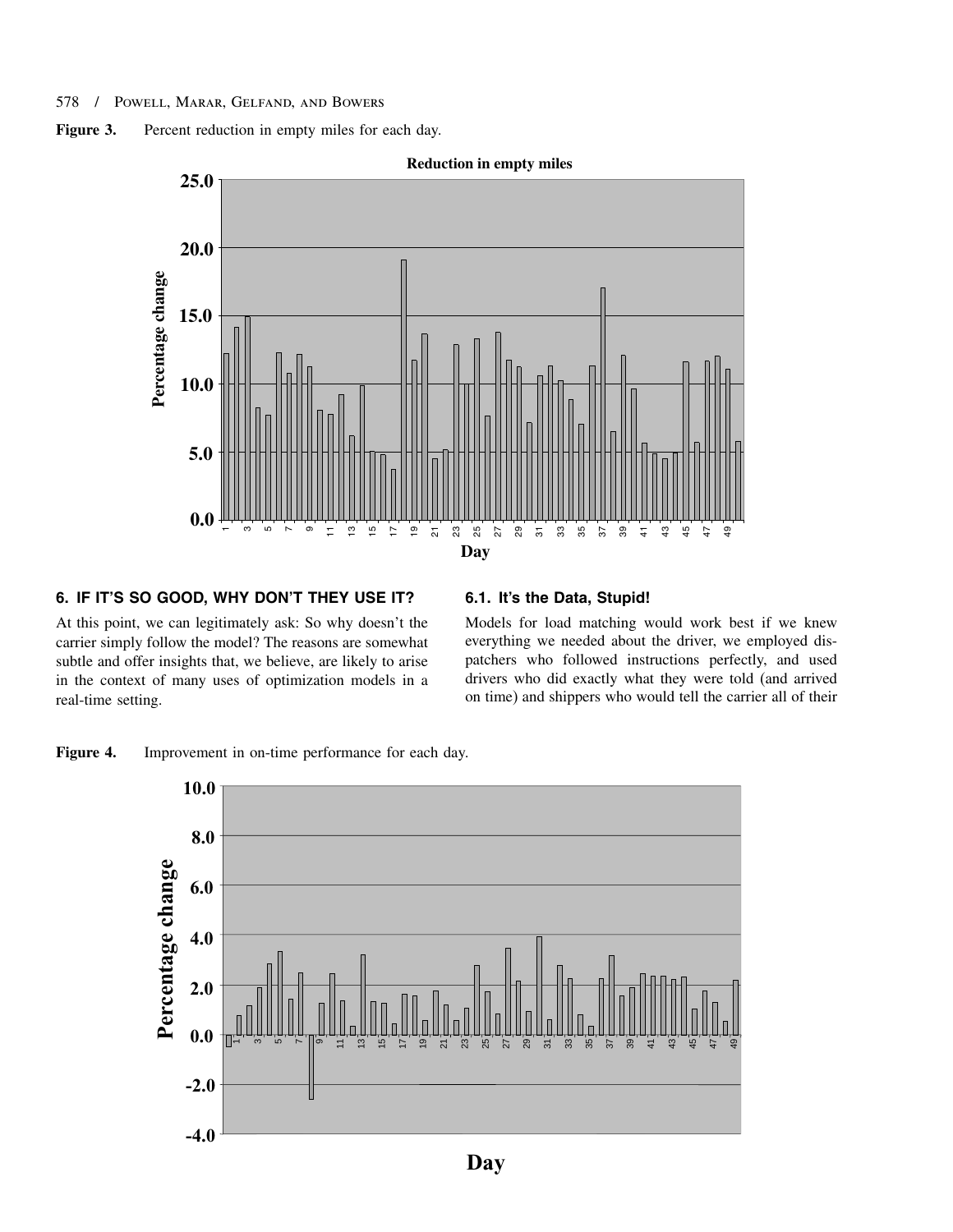**Figure 3.** Percent reduction in empty miles for each day.

**Figure 4.** Improvement in on-time performance for each day.

## 6. IF IT'S SO GOOD, WHY DON'T THEY USE IT?

At this point, we can legitimately ask: So why doesn't the carrier simply follow the model? The reasons are somewhat subtle and offer insights that, we believe, are likely to arise in the context of many uses of optimization models in a real-time setting.

### 6.1. It's the Data, Stupid!

Models for load matching would work best if we knew everything we needed about the driver, we employed dispatchers who followed instructions perfectly, and used drivers who did exactly what they were told (and arrived on time) and shippers who would tell the carrier all of their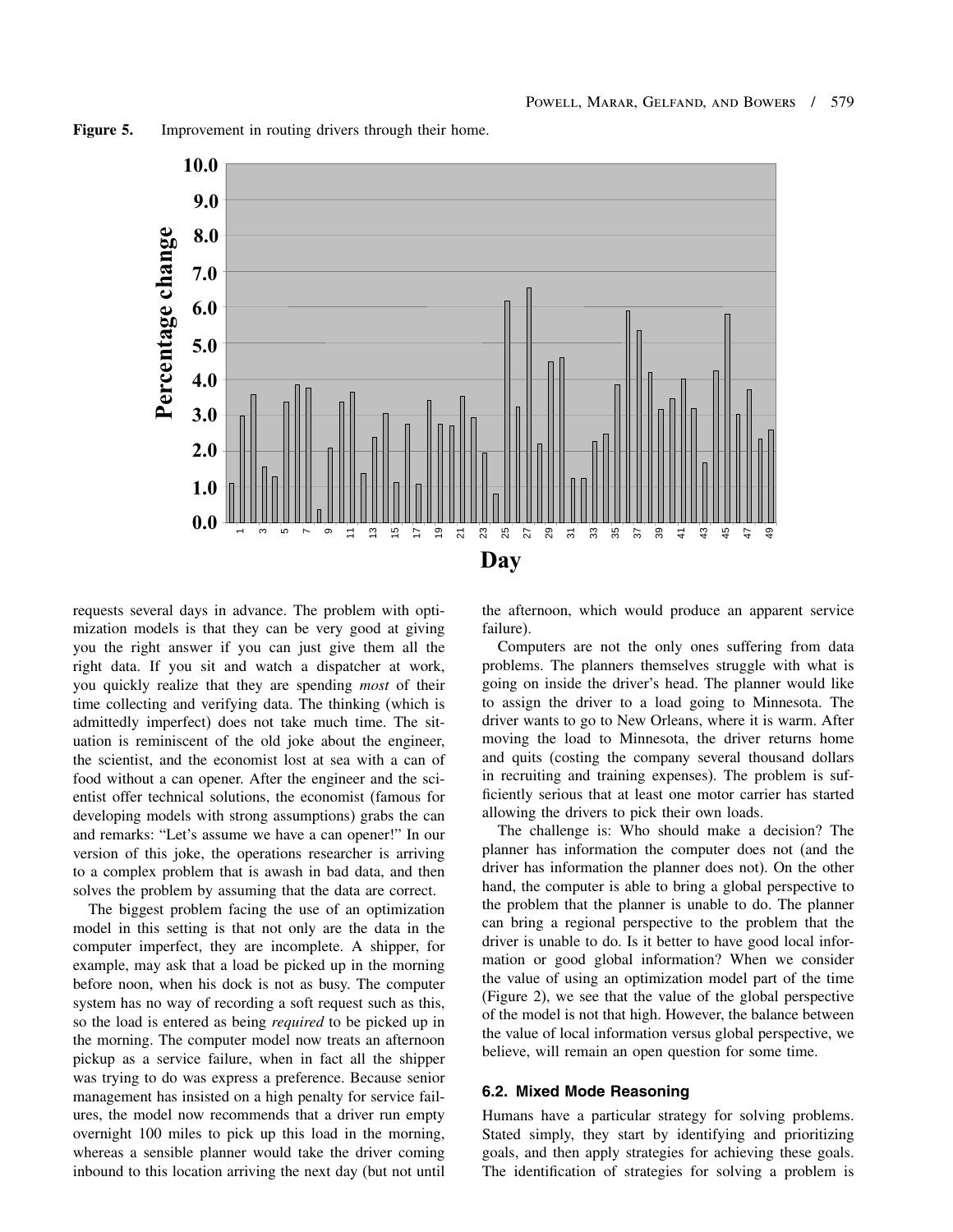**Figure 5.** Improvement in routing drivers through their home.

requests several days in advance. The problem with optimization models is that they can be very good at giving you the right answer if you can just give them all the right data. If you sit and watch a dispatcher at work, you quickly realize that they are spending *most* of their time collecting and verifying data. The thinking (which is admittedly imperfect) does not take much time. The situation is reminiscent of the old joke about the engineer, the scientist, and the economist lost at sea with a can of food without a can opener. After the engineer and the scientist offer technical solutions, the economist (famous for developing models with strong assumptions) grabs the can and remarks: "Let's assume we have a can opener!" In our version of this joke, the operations researcher is arriving to a complex problem that is awash in bad data, and then solves the problem by assuming that the data are correct.

The biggest problem facing the use of an optimization model in this setting is that not only are the data in the computer imperfect, they are incomplete. A shipper, for example, may ask that a load be picked up in the morning before noon, when his dock is not as busy. The computer system has no way of recording a soft request such as this, so the load is entered as being *required* to be picked up in the morning. The computer model now treats an afternoon pickup as a service failure, when in fact all the shipper was trying to do was express a preference. Because senior management has insisted on a high penalty for service failures, the model now recommends that a driver run empty overnight 100 miles to pick up this load in the morning, whereas a sensible planner would take the driver coming inbound to this location arriving the next day (but not until the afternoon, which would produce an apparent service failure).

Computers are not the only ones suffering from data problems. The planners themselves struggle with what is going on inside the driver's head. The planner would like to assign the driver to a load going to Minnesota. The driver wants to go to New Orleans, where it is warm. After moving the load to Minnesota, the driver returns home and quits (costing the company several thousand dollars in recruiting and training expenses). The problem is sufficiently serious that at least one motor carrier has started allowing the drivers to pick their own loads.

The challenge is: Who should make a decision? The planner has information the computer does not (and the driver has information the planner does not). On the other hand, the computer is able to bring a global perspective to the problem that the planner is unable to do. The planner can bring a regional perspective to the problem that the driver is unable to do. Is it better to have good local information or good global information? When we consider the value of using an optimization model part of the time (Figure 2), we see that the value of the global perspective of the model is not that high. However, the balance between the value of local information versus global perspective, we believe, will remain an open question for some time.

### 6.2. Mixed Mode Reasoning

Humans have a particular strategy for solving problems. Stated simply, they start by identifying and prioritizing goals, and then apply strategies for achieving these goals. The identification of strategies for solving a problem is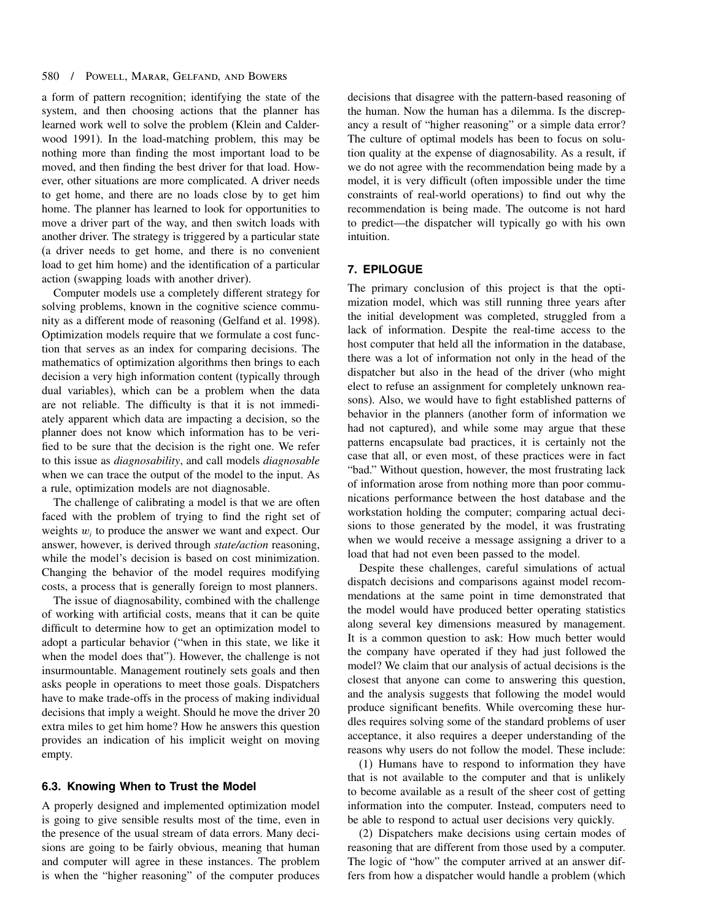a form of pattern recognition; identifying the state of the system, and then choosing actions that the planner has learned work well to solve the problem (Klein and Calderwood 1991). In the load-matching problem, this may be nothing more than finding the most important load to be moved, and then finding the best driver for that load. However, other situations are more complicated. A driver needs to get home, and there are no loads close by to get him home. The planner has learned to look for opportunities to move a driver part of the way, and then switch loads with another driver. The strategy is triggered by a particular state (a driver needs to get home, and there is no convenient load to get him home) and the identification of a particular action (swapping loads with another driver).

Computer models use a completely different strategy for solving problems, known in the cognitive science community as a different mode of reasoning (Gelfand et al. 1998). Optimization models require that we formulate a cost function that serves as an index for comparing decisions. The mathematics of optimization algorithms then brings to each decision a very high information content (typically through dual variables), which can be a problem when the data are not reliable. The difficulty is that it is not immediately apparent which data are impacting a decision, so the planner does not know which information has to be verified to be sure that the decision is the right one. We refer to this issue as *diagnosability*, and call models *diagnosable* when we can trace the output of the model to the input. As a rule, optimization models are not diagnosable.

The challenge of calibrating a model is that we are often faced with the problem of trying to find the right set of weights $w_i$ to produce the answer we want and expect. Our answer, however, is derived through *state/action* reasoning, while the model's decision is based on cost minimization. Changing the behavior of the model requires modifying costs, a process that is generally foreign to most planners.

The issue of diagnosability, combined with the challenge of working with artificial costs, means that it can be quite difficult to determine how to get an optimization model to adopt a particular behavior ("when in this state, we like it when the model does that"). However, the challenge is not insurmountable. Management routinely sets goals and then asks people in operations to meet those goals. Dispatchers have to make trade-offs in the process of making individual decisions that imply a weight. Should he move the driver 20 extra miles to get him home? How he answers this question provides an indication of his implicit weight on moving empty.

### 6.3. Knowing When to Trust the Model

A properly designed and implemented optimization model is going to give sensible results most of the time, even in the presence of the usual stream of data errors. Many decisions are going to be fairly obvious, meaning that human and computer will agree in these instances. The problem is when the "higher reasoning" of the computer produces decisions that disagree with the pattern-based reasoning of the human. Now the human has a dilemma. Is the discrepancy a result of "higher reasoning" or a simple data error? The culture of optimal models has been to focus on solution quality at the expense of diagnosability. As a result, if we do not agree with the recommendation being made by a model, it is very difficult (often impossible under the time constraints of real-world operations) to find out why the recommendation is being made. The outcome is not hard to predict—the dispatcher will typically go with his own intuition.

## 7. EPILOGUE

The primary conclusion of this project is that the optimization model, which was still running three years after the initial development was completed, struggled from a lack of information. Despite the real-time access to the host computer that held all the information in the database, there was a lot of information not only in the head of the dispatcher but also in the head of the driver (who might elect to refuse an assignment for completely unknown reasons). Also, we would have to fight established patterns of behavior in the planners (another form of information we had not captured), and while some may argue that these patterns encapsulate bad practices, it is certainly not the case that all, or even most, of these practices were in fact "bad." Without question, however, the most frustrating lack of information arose from nothing more than poor communications performance between the host database and the workstation holding the computer; comparing actual decisions to those generated by the model, it was frustrating when we would receive a message assigning a driver to a load that had not even been passed to the model.

Despite these challenges, careful simulations of actual dispatch decisions and comparisons against model recommendations at the same point in time demonstrated that the model would have produced better operating statistics along several key dimensions measured by management. It is a common question to ask: How much better would the company have operated if they had just followed the model? We claim that our analysis of actual decisions is the closest that anyone can come to answering this question, and the analysis suggests that following the model would produce significant benefits. While overcoming these hurdles requires solving some of the standard problems of user acceptance, it also requires a deeper understanding of the reasons why users do not follow the model. These include:

(1) Humans have to respond to information they have that is not available to the computer and that is unlikely to become available as a result of the sheer cost of getting information into the computer. Instead, computers need to be able to respond to actual user decisions very quickly.

(2) Dispatchers make decisions using certain modes of reasoning that are different from those used by a computer. The logic of "how" the computer arrived at an answer differs from how a dispatcher would handle a problem (which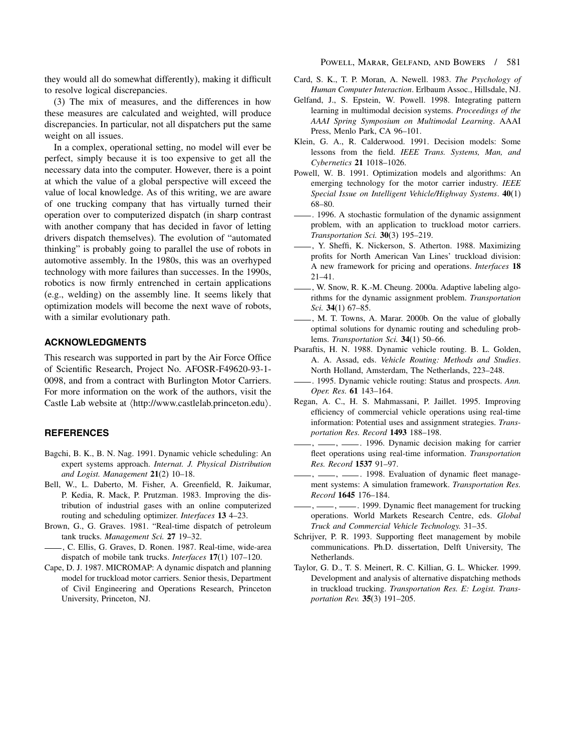they would all do somewhat differently), making it difficult to resolve logical discrepancies.

(3) The mix of measures, and the differences in how these measures are calculated and weighted, will produce discrepancies. In particular, not all dispatchers put the same weight on all issues.

In a complex, operational setting, no model will ever be perfect, simply because it is too expensive to get all the necessary data into the computer. However, there is a point at which the value of a global perspective will exceed the value of local knowledge. As of this writing, we are aware of one trucking company that has virtually turned their operation over to computerized dispatch (in sharp contrast with another company that has decided in favor of letting drivers dispatch themselves). The evolution of "automated thinking" is probably going to parallel the use of robots in automotive assembly. In the 1980s, this was an overhyped technology with more failures than successes. In the 1990s, robotics is now firmly entrenched in certain applications (e.g., welding) on the assembly line. It seems likely that optimization models will become the next wave of robots, with a similar evolutionary path.

## ACKNOWLEDGMENTS

This research was supported in part by the Air Force Office of Scientific Research, Project No. AFOSR-F49620-93-1-0098, and from a contract with Burlington Motor Carriers. For more information on the work of the authors, visit the Castle Lab website at ⟨http://www.castlelab.princeton.edu⟩.

## REFERENCES

Bagchi, B. K., B. N. Nag. 1991. Dynamic vehicle scheduling: An expert systems approach. *Internat. J. Physical Distribution and Logist. Management* **21**(2) 10–18.

Bell, W., L. Daberto, M. Fisher, A. Greenfield, R. Jaikumar, P. Kedia, R. Mack, P. Prutzman. 1983. Improving the distribution of industrial gases with an online computerized routing and scheduling optimizer. *Interfaces* **13** 4–23.

Brown, G., G. Graves. 1981. "Real-time dispatch of petroleum tank trucks. *Management Sci.* **27** 19–32.

——, C. Ellis, G. Graves, D. Ronen. 1987. Real-time, wide-area dispatch of mobile tank trucks. *Interfaces* **17**(1) 107–120.

Cape, D. J. 1987. MICROMAP: A dynamic dispatch and planning model for truckload motor carriers. Senior thesis, Department of Civil Engineering and Operations Research, Princeton University, Princeton, NJ.

Card, S. K., T. P. Moran, A. Newell. 1983. *The Psychology of Human Computer Interaction*. Erlbaum Assoc., Hillsdale, NJ.

Gelfand, J., S. Epstein, W. Powell. 1998. Integrating pattern learning in multimodal decision systems. *Proceedings of the AAAI Spring Symposium on Multimodal Learning*. AAAI Press, Menlo Park, CA 96–101.

Klein, G. A., R. Calderwood. 1991. Decision models: Some lessons from the field. *IEEE Trans. Systems, Man, and Cybernetics* **21** 1018–1026.

Powell, W. B. 1991. Optimization models and algorithms: An emerging technology for the motor carrier industry. *IEEE Special Issue on Intelligent Vehicle/Highway Systems*. **40**(1) 68–80.

——. 1996. A stochastic formulation of the dynamic assignment problem, with an application to truckload motor carriers. *Transportation Sci.* **30**(3) 195–219.

——, Y. Sheffi, K. Nickerson, S. Atherton. 1988. Maximizing profits for North American Van Lines' truckload division: A new framework for pricing and operations. *Interfaces* **18** 21–41.

——, W. Snow, R. K.-M. Cheung. 2000a. Adaptive labeling algorithms for the dynamic assignment problem. *Transportation Sci.* **34**(1) 67–85.

——, M. T. Towns, A. Marar. 2000b. On the value of globally optimal solutions for dynamic routing and scheduling problems. *Transportation Sci.* **34**(1) 50–66.

Psaraftis, H. N. 1988. Dynamic vehicle routing. B. L. Golden, A. A. Assad, eds. *Vehicle Routing: Methods and Studies*. North Holland, Amsterdam, The Netherlands, 223–248.

——. 1995. Dynamic vehicle routing: Status and prospects. *Ann. Oper. Res.* **61** 143–164.

Regan, A. C., H. S. Mahmassani, P. Jaillet. 1995. Improving efficiency of commercial vehicle operations using real-time information: Potential uses and assignment strategies. *Transportation Res. Record* **1493** 188–198.

——, ——, ——. 1996. Dynamic decision making for carrier fleet operations using real-time information. *Transportation Res. Record* **1537** 91–97.

——, ——, ——. 1998. Evaluation of dynamic fleet management systems: A simulation framework. *Transportation Res. Record* **1645** 176–184.

——, ——, ——. 1999. Dynamic fleet management for trucking operations. World Markets Research Centre, eds. *Global Truck and Commercial Vehicle Technology.* 31–35.

Schrijver, P. R. 1993. Supporting fleet management by mobile communications. Ph.D. dissertation, Delft University, The Netherlands.

Taylor, G. D., T. S. Meinert, R. C. Killian, G. L. Whicker. 1999. Development and analysis of alternative dispatching methods in truckload trucking. *Transportation Res. E: Logist. Transportation Rev.* **35**(3) 191–205.